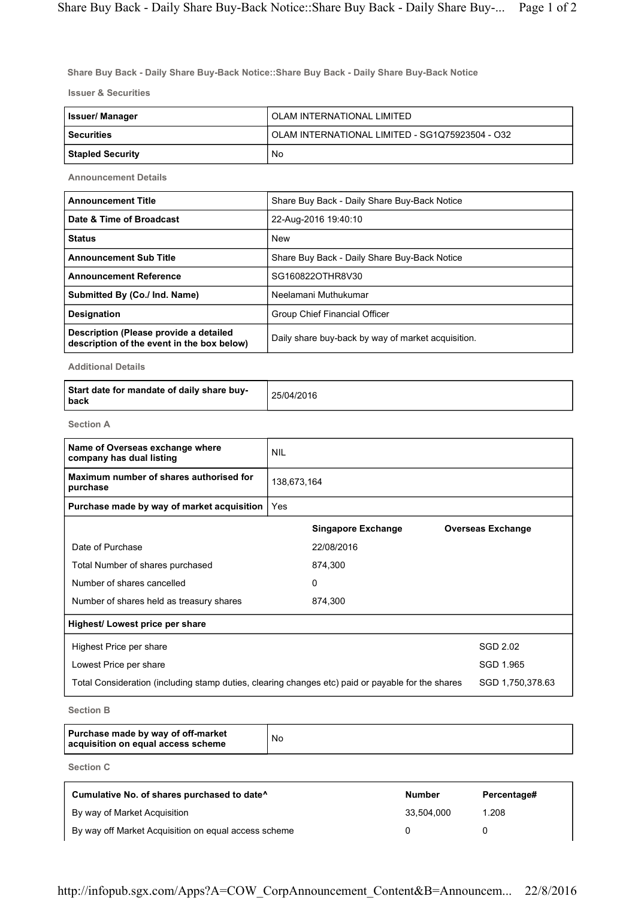**Share Buy Back - Daily Share Buy-Back Notice::Share Buy Back - Daily Share Buy-Back Notice**

**Issuer & Securities**

| | |
|---|---|
| **Issuer/ Manager** | OLAM INTERNATIONAL LIMITED |
| **Securities** | OLAM INTERNATIONAL LIMITED - SG1Q75923504 - O32 |
| **Stapled Security** | No |

**Announcement Details**

| | |
|---|---|
| **Announcement Title** | Share Buy Back - Daily Share Buy-Back Notice |
| **Date & Time of Broadcast** | 22-Aug-2016 19:40:10 |
| **Status** | New |
| **Announcement Sub Title** | Share Buy Back - Daily Share Buy-Back Notice |
| **Announcement Reference** | SG160822OTHR8V30 |
| **Submitted By (Co./ Ind. Name)** | Neelamani Muthukumar |
| **Designation** | Group Chief Financial Officer |
| **Description (Please provide a detailed description of the event in the box below)** | Daily share buy-back by way of market acquisition. |

**Additional Details**

| | |
|---|---|
| **Start date for mandate of daily share buy-back** | 25/04/2016 |

**Section A**

| | | |
|---|---|---|
| **Name of Overseas exchange where company has dual listing** | NIL | |
| **Maximum number of shares authorised for purchase** | 138,673,164 | |
| **Purchase made by way of market acquisition** | Yes | |
| | **Singapore Exchange** | **Overseas Exchange** |
| Date of Purchase | 22/08/2016 | |
| Total Number of shares purchased | 874,300 | |
| Number of shares cancelled | 0 | |
| Number of shares held as treasury shares | 874,300 | |

| **Highest/ Lowest price per share** | |
|---|---|
| Highest Price per share | SGD 2.02 |
| Lowest Price per share | SGD 1.965 |
| Total Consideration (including stamp duties, clearing changes etc) paid or payable for the shares | SGD 1,750,378.63 |

**Section B**

| | |
|---|---|
| **Purchase made by way of off-market acquisition on equal access scheme** | No |

**Section C**

| **Cumulative No. of shares purchased to date^** | **Number** | **Percentage#** |
|---|---|---|
| By way of Market Acquisition | 33,504,000 | 1.208 |
| By way off Market Acquisition on equal access scheme | 0 | 0 |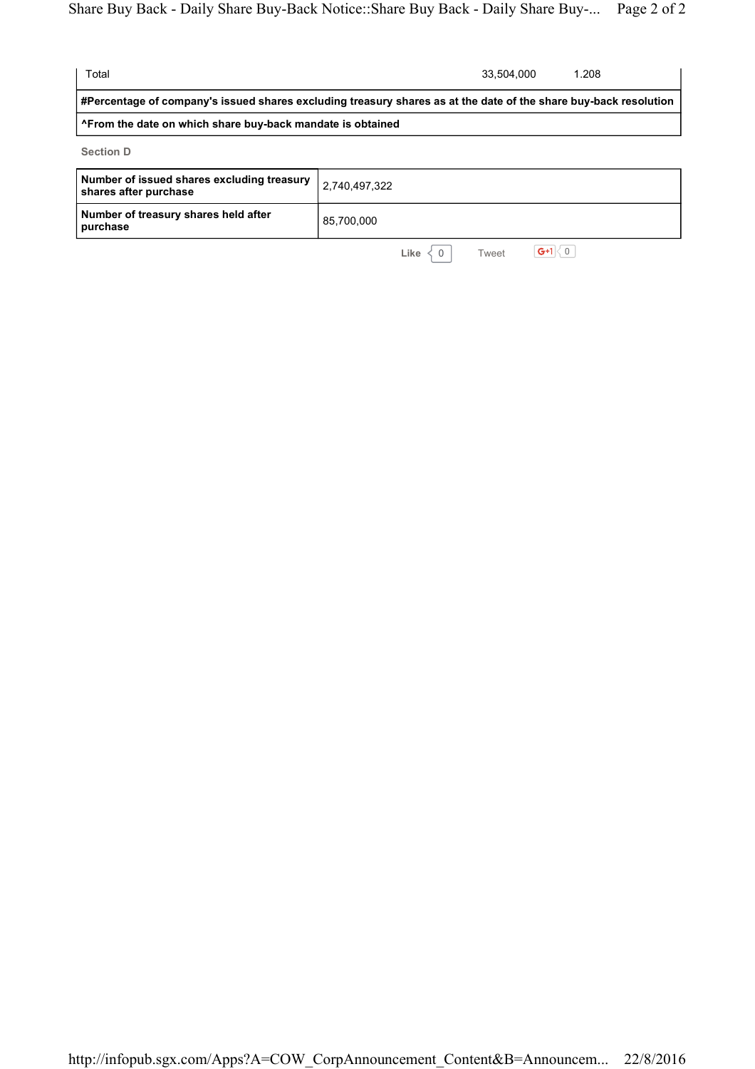| | | |
|---|---|---|
| Total | 33,504,000 | 1.208 |
| **#Percentage of company's issued shares excluding treasury shares as at the date of the share buy-back resolution** | | |
| **^From the date on which share buy-back mandate is obtained** | | |

Section D

| | |
|---|---|
| **Number of issued shares excluding treasury shares after purchase** | 2,740,497,322 |
| **Number of treasury shares held after purchase** | 85,700,000 |

Like 0 Tweet G+1 0